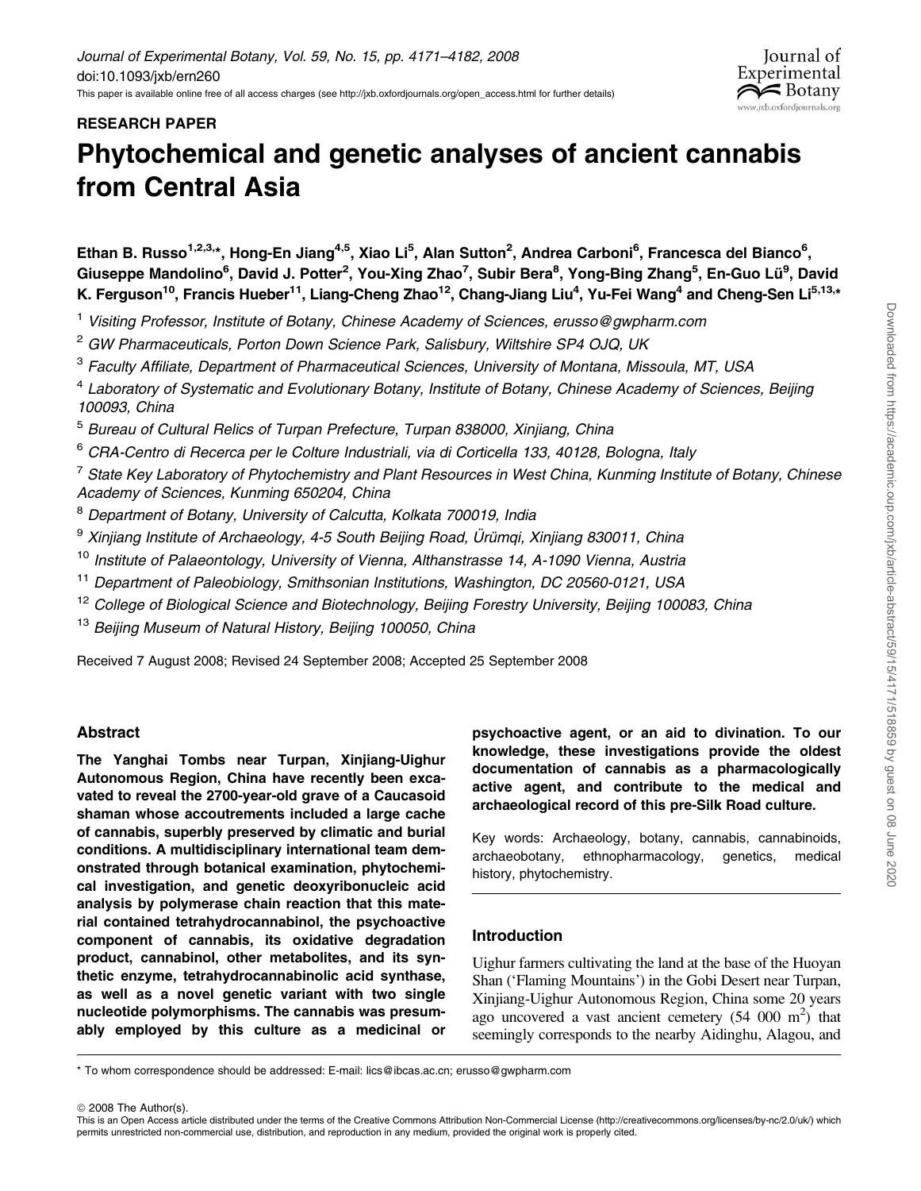RESEARCH PAPER

# Phytochemical and genetic analyses of ancient cannabis from Central Asia

**Ethan B. Russo[1,2,3,*], Hong-En Jiang[4,5], Xiao Li[5], Alan Sutton[2], Andrea Carboni[6], Francesca del Bianco[6], Giuseppe Mandolino[6], David J. Potter[2], You-Xing Zhao[7], Subir Bera[8], Yong-Bing Zhang[5], En-Guo Lü[9], David K. Ferguson[10], Francis Hueber[11], Liang-Cheng Zhao[12], Chang-Jiang Liu[4], Yu-Fei Wang[4] and Cheng-Sen Li[5,13,*]**

[1] *Visiting Professor, Institute of Botany, Chinese Academy of Sciences, erusso@gwpharm.com*

[2] *GW Pharmaceuticals, Porton Down Science Park, Salisbury, Wiltshire SP4 OJQ, UK*

[3] *Faculty Affiliate, Department of Pharmaceutical Sciences, University of Montana, Missoula, MT, USA*

[4] *Laboratory of Systematic and Evolutionary Botany, Institute of Botany, Chinese Academy of Sciences, Beijing 100093, China*

[5] *Bureau of Cultural Relics of Turpan Prefecture, Turpan 838000, Xinjiang, China*

[6] *CRA-Centro di Recerca per le Colture Industriali, via di Corticella 133, 40128, Bologna, Italy*

[7] *State Key Laboratory of Phytochemistry and Plant Resources in West China, Kunming Institute of Botany, Chinese Academy of Sciences, Kunming 650204, China*

[8] *Department of Botany, University of Calcutta, Kolkata 700019, India*

[9] *Xinjiang Institute of Archaeology, 4-5 South Beijing Road, Ürümqi, Xinjiang 830011, China*

[10] *Institute of Palaeontology, University of Vienna, Althanstrasse 14, A-1090 Vienna, Austria*

[11] *Department of Paleobiology, Smithsonian Institutions, Washington, DC 20560-0121, USA*

[12] *College of Biological Science and Biotechnology, Beijing Forestry University, Beijing 100083, China*

[13] *Beijing Museum of Natural History, Beijing 100050, China*

Received 7 August 2008; Revised 24 September 2008; Accepted 25 September 2008

## Abstract

**The Yanghai Tombs near Turpan, Xinjiang-Uighur Autonomous Region, China have recently been excavated to reveal the 2700-year-old grave of a Caucasoid shaman whose accoutrements included a large cache of cannabis, superbly preserved by climatic and burial conditions. A multidisciplinary international team demonstrated through botanical examination, phytochemical investigation, and genetic deoxyribonucleic acid analysis by polymerase chain reaction that this material contained tetrahydrocannabinol, the psychoactive component of cannabis, its oxidative degradation product, cannabinol, other metabolites, and its synthetic enzyme, tetrahydrocannabinolic acid synthase, as well as a novel genetic variant with two single nucleotide polymorphisms. The cannabis was presumably employed by this culture as a medicinal or psychoactive agent, or an aid to divination. To our knowledge, these investigations provide the oldest documentation of cannabis as a pharmacologically active agent, and contribute to the medical and archaeological record of this pre-Silk Road culture.**

Key words: Archaeology, botany, cannabis, cannabinoids, archaeobotany, ethnopharmacology, genetics, medical history, phytochemistry.

## Introduction

Uighur farmers cultivating the land at the base of the Huoyan Shan ('Flaming Mountains') in the Gobi Desert near Turpan, Xinjiang-Uighur Autonomous Region, China some 20 years ago uncovered a vast ancient cemetery (54 000 m$^2$) that seemingly corresponds to the nearby Aidinghu, Alagou, and

* To whom correspondence should be addressed: E-mail: lics@ibcas.ac.cn; erusso@gwpharm.com

© 2008 The Author(s).
This is an Open Access article distributed under the terms of the Creative Commons Attribution Non-Commercial License (http://creativecommons.org/licenses/by-nc/2.0/uk/) which permits unrestricted non-commercial use, distribution, and reproduction in any medium, provided the original work is properly cited.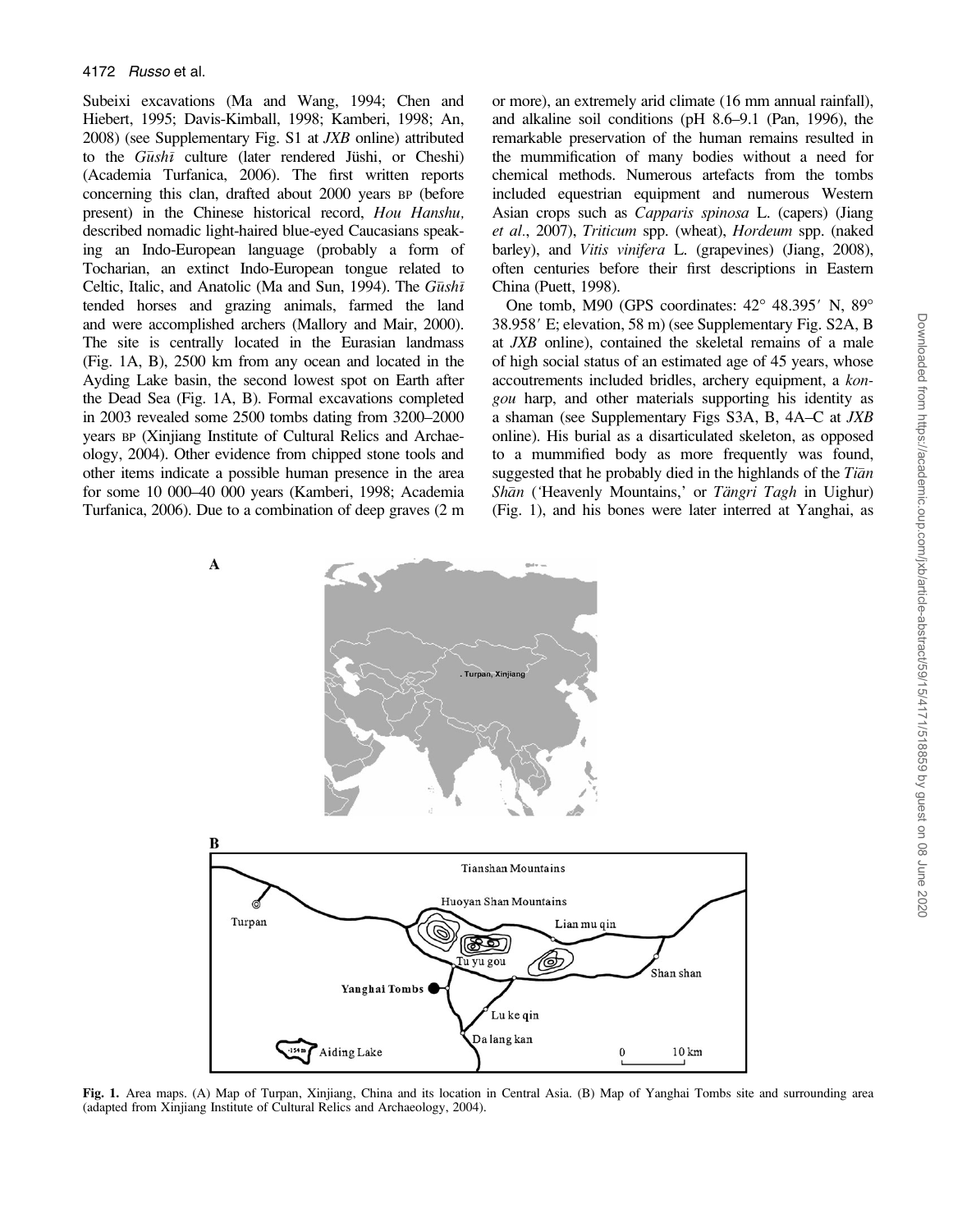Subeixi excavations (Ma and Wang, 1994; Chen and Hiebert, 1995; Davis-Kimball, 1998; Kamberi, 1998; An, 2008) (see Supplementary Fig. S1 at *JXB* online) attributed to the *Gūshī* culture (later rendered Jüshi, or Cheshi) (Academia Turfanica, 2006). The first written reports concerning this clan, drafted about 2000 years BP (before present) in the Chinese historical record, *Hou Hanshu,* described nomadic light-haired blue-eyed Caucasians speaking an Indo-European language (probably a form of Tocharian, an extinct Indo-European tongue related to Celtic, Italic, and Anatolic (Ma and Sun, 1994). The *Gūshī* tended horses and grazing animals, farmed the land and were accomplished archers (Mallory and Mair, 2000). The site is centrally located in the Eurasian landmass (Fig. 1A, B), 2500 km from any ocean and located in the Ayding Lake basin, the second lowest spot on Earth after the Dead Sea (Fig. 1A, B). Formal excavations completed in 2003 revealed some 2500 tombs dating from 3200–2000 years BP (Xinjiang Institute of Cultural Relics and Archaeology, 2004). Other evidence from chipped stone tools and other items indicate a possible human presence in the area for some 10 000–40 000 years (Kamberi, 1998; Academia Turfanica, 2006). Due to a combination of deep graves (2 m or more), an extremely arid climate (16 mm annual rainfall), and alkaline soil conditions (pH 8.6–9.1 (Pan, 1996), the remarkable preservation of the human remains resulted in the mummification of many bodies without a need for chemical methods. Numerous artefacts from the tombs included equestrian equipment and numerous Western Asian crops such as *Capparis spinosa* L. (capers) (Jiang *et al*., 2007), *Triticum* spp. (wheat), *Hordeum* spp. (naked barley), and *Vitis vinifera* L. (grapevines) (Jiang, 2008), often centuries before their first descriptions in Eastern China (Puett, 1998).

One tomb, M90 (GPS coordinates: 42° 48.395′ N, 89° 38.958′ E; elevation, 58 m) (see Supplementary Fig. S2A, B at *JXB* online), contained the skeletal remains of a male of high social status of an estimated age of 45 years, whose accoutrements included bridles, archery equipment, a *kongou* harp, and other materials supporting his identity as a shaman (see Supplementary Figs S3A, B, 4A–C at *JXB* online). His burial as a disarticulated skeleton, as opposed to a mummified body as more frequently was found, suggested that he probably died in the highlands of the *Tiān Shān* ('Heavenly Mountains,' or *Tängri Tagh* in Uighur) (Fig. 1), and his bones were later interred at Yanghai, as

**Fig. 1.** Area maps. (A) Map of Turpan, Xinjiang, China and its location in Central Asia. (B) Map of Yanghai Tombs site and surrounding area (adapted from Xinjiang Institute of Cultural Relics and Archaeology, 2004).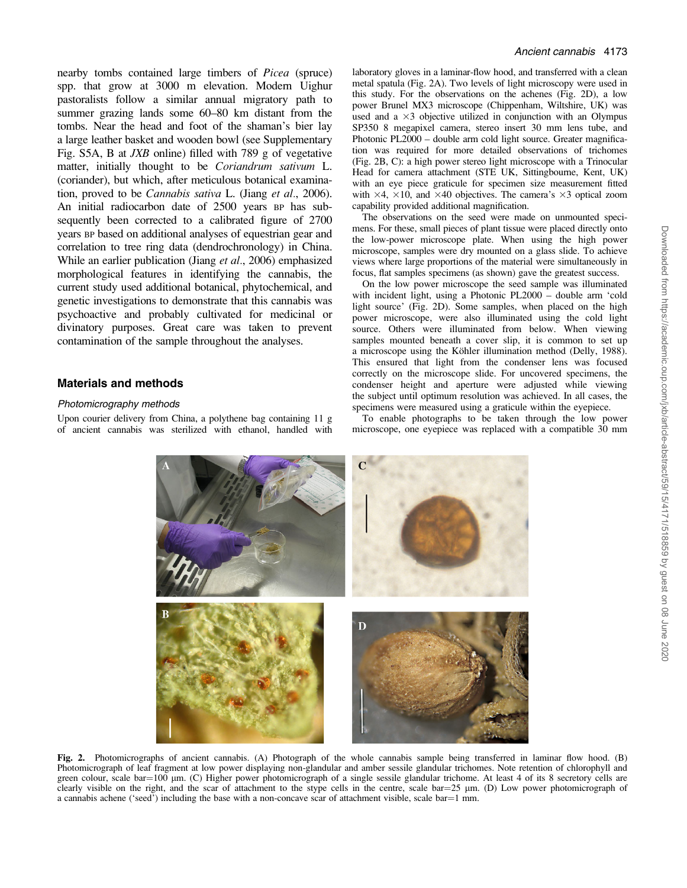nearby tombs contained large timbers of *Picea* (spruce) spp. that grow at 3000 m elevation. Modern Uighur pastoralists follow a similar annual migratory path to summer grazing lands some 60–80 km distant from the tombs. Near the head and foot of the shaman's bier lay a large leather basket and wooden bowl (see Supplementary Fig. S5A, B at *JXB* online) filled with 789 g of vegetative matter, initially thought to be *Coriandrum sativum* L. (coriander), but which, after meticulous botanical examination, proved to be *Cannabis sativa* L. (Jiang *et al*., 2006). An initial radiocarbon date of 2500 years BP has subsequently been corrected to a calibrated figure of 2700 years BP based on additional analyses of equestrian gear and correlation to tree ring data (dendrochronology) in China. While an earlier publication (Jiang *et al*., 2006) emphasized morphological features in identifying the cannabis, the current study used additional botanical, phytochemical, and genetic investigations to demonstrate that this cannabis was psychoactive and probably cultivated for medicinal or divinatory purposes. Great care was taken to prevent contamination of the sample throughout the analyses.

## Materials and methods

### Photomicrography methods

Upon courier delivery from China, a polythene bag containing 11 g of ancient cannabis was sterilized with ethanol, handled with laboratory gloves in a laminar-flow hood, and transferred with a clean metal spatula (Fig. 2A). Two levels of light microscopy were used in this study. For the observations on the achenes (Fig. 2D), a low power Brunel MX3 microscope (Chippenham, Wiltshire, UK) was used and a ×3 objective utilized in conjunction with an Olympus SP350 8 megapixel camera, stereo insert 30 mm lens tube, and Photonic PL2000 – double arm cold light source. Greater magnification was required for more detailed observations of trichomes (Fig. 2B, C): a high power stereo light microscope with a Trinocular Head for camera attachment (STE UK, Sittingbourne, Kent, UK) with an eye piece graticule for specimen size measurement fitted with ×4, ×10, and ×40 objectives. The camera's ×3 optical zoom capability provided additional magnification.

The observations on the seed were made on unmounted specimens. For these, small pieces of plant tissue were placed directly onto the low-power microscope plate. When using the high power microscope, samples were dry mounted on a glass slide. To achieve views where large proportions of the material were simultaneously in focus, flat samples specimens (as shown) gave the greatest success.

On the low power microscope the seed sample was illuminated with incident light, using a Photonic PL2000 – double arm 'cold light source' (Fig. 2D). Some samples, when placed on the high power microscope, were also illuminated using the cold light source. Others were illuminated from below. When viewing samples mounted beneath a cover slip, it is common to set up a microscope using the Köhler illumination method (Delly, 1988). This ensured that light from the condenser lens was focused correctly on the microscope slide. For uncovered specimens, the condenser height and aperture were adjusted while viewing the subject until optimum resolution was achieved. In all cases, the specimens were measured using a graticule within the eyepiece.

To enable photographs to be taken through the low power microscope, one eyepiece was replaced with a compatible 30 mm

**Fig. 2.** Photomicrographs of ancient cannabis. (A) Photograph of the whole cannabis sample being transferred in laminar flow hood. (B) Photomicrograph of leaf fragment at low power displaying non-glandular and amber sessile glandular trichomes. Note retention of chlorophyll and green colour, scale bar=100 μm. (C) Higher power photomicrograph of a single sessile glandular trichome. At least 4 of its 8 secretory cells are clearly visible on the right, and the scar of attachment to the stype cells in the centre, scale bar=25 μm. (D) Low power photomicrograph of a cannabis achene ('seed') including the base with a non-concave scar of attachment visible, scale bar=1 mm.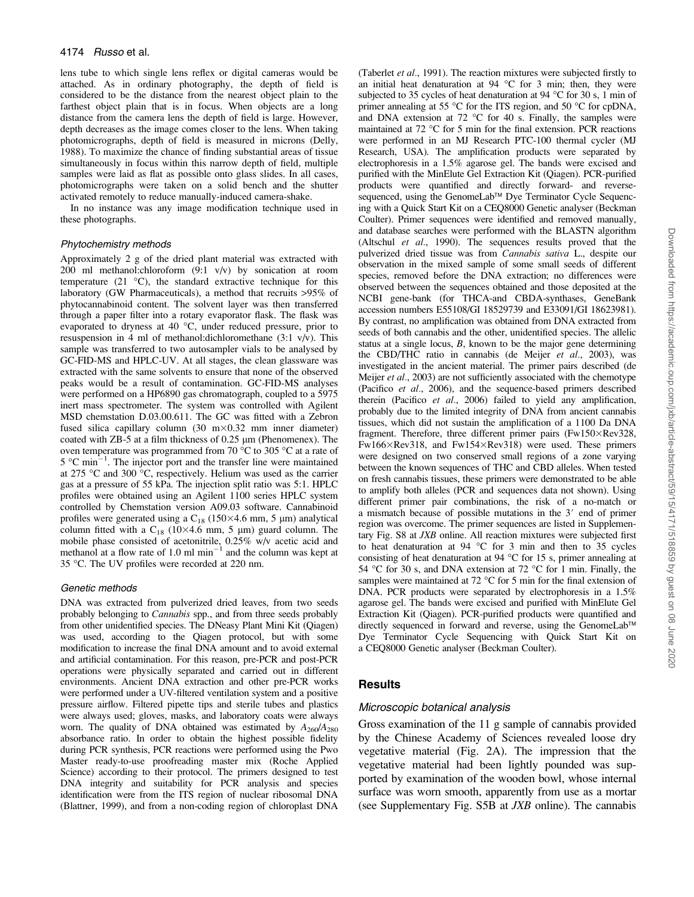lens tube to which single lens reflex or digital cameras would be attached. As in ordinary photography, the depth of field is considered to be the distance from the nearest object plain to the farthest object plain that is in focus. When objects are a long distance from the camera lens the depth of field is large. However, depth decreases as the image comes closer to the lens. When taking photomicrographs, depth of field is measured in microns (Delly, 1988). To maximize the chance of finding substantial areas of tissue simultaneously in focus within this narrow depth of field, multiple samples were laid as flat as possible onto glass slides. In all cases, photomicrographs were taken on a solid bench and the shutter activated remotely to reduce manually-induced camera-shake.

In no instance was any image modification technique used in these photographs.

### Phytochemistry methods

Approximately 2 g of the dried plant material was extracted with 200 ml methanol:chloroform (9:1 v/v) by sonication at room temperature (21 °C), the standard extractive technique for this laboratory (GW Pharmaceuticals), a method that recruits >95% of phytocannabinoid content. The solvent layer was then transferred through a paper filter into a rotary evaporator flask. The flask was evaporated to dryness at 40 °C, under reduced pressure, prior to resuspension in 4 ml of methanol:dichloromethane (3:1 v/v). This sample was transferred to two autosampler vials to be analysed by GC-FID-MS and HPLC-UV. At all stages, the clean glassware was extracted with the same solvents to ensure that none of the observed peaks would be a result of contamination. GC-FID-MS analyses were performed on a HP6890 gas chromatograph, coupled to a 5975 inert mass spectrometer. The system was controlled with Agilent MSD chemstation D.03.00.611. The GC was fitted with a Zebron fused silica capillary column (30 m×0.32 mm inner diameter) coated with ZB-5 at a film thickness of 0.25 μm (Phenomenex). The oven temperature was programmed from 70 °C to 305 °C at a rate of 5 °C $min^{-1}$. The injector port and the transfer line were maintained at 275 °C and 300 °C, respectively. Helium was used as the carrier gas at a pressure of 55 kPa. The injection split ratio was 5:1. HPLC profiles were obtained using an Agilent 1100 series HPLC system controlled by Chemstation version A09.03 software. Cannabinoid profiles were generated using a $C_{18}$ (150×4.6 mm, 5 μm) analytical column fitted with a $C_{18}$ (10×4.6 mm, 5 μm) guard column. The mobile phase consisted of acetonitrile, 0.25% w/v acetic acid and methanol at a flow rate of 1.0 ml $min^{-1}$ and the column was kept at 35 °C. The UV profiles were recorded at 220 nm.

### Genetic methods

DNA was extracted from pulverized dried leaves, from two seeds probably belonging to *Cannabis* spp., and from three seeds probably from other unidentified species. The DNeasy Plant Mini Kit (Qiagen) was used, according to the Qiagen protocol, but with some modification to increase the final DNA amount and to avoid external and artificial contamination. For this reason, pre-PCR and post-PCR operations were physically separated and carried out in different environments. Ancient DNA extraction and other pre-PCR works were performed under a UV-filtered ventilation system and a positive pressure airflow. Filtered pipette tips and sterile tubes and plastics were always used; gloves, masks, and laboratory coats were always worn. The quality of DNA obtained was estimated by $A_{260}/A_{280}$ absorbance ratio. In order to obtain the highest possible fidelity during PCR synthesis, PCR reactions were performed using the Pwo Master ready-to-use proofreading master mix (Roche Applied Science) according to their protocol. The primers designed to test DNA integrity and suitability for PCR analysis and species identification were from the ITS region of nuclear ribosomal DNA (Blattner, 1999), and from a non-coding region of chloroplast DNA (Taberlet *et al*., 1991). The reaction mixtures were subjected firstly to an initial heat denaturation at 94 °C for 3 min; then, they were subjected to 35 cycles of heat denaturation at 94 °C for 30 s, 1 min of primer annealing at 55 °C for the ITS region, and 50 °C for cpDNA, and DNA extension at 72 °C for 40 s. Finally, the samples were maintained at 72 °C for 5 min for the final extension. PCR reactions were performed in an MJ Research PTC-100 thermal cycler (MJ Research, USA). The amplification products were separated by electrophoresis in a 1.5% agarose gel. The bands were excised and purified with the MinElute Gel Extraction Kit (Qiagen). PCR-purified products were quantified and directly forward- and reverse-sequenced, using the GenomeLab™ Dye Terminator Cycle Sequencing with a Quick Start Kit on a CEQ8000 Genetic analyser (Beckman Coulter). Primer sequences were identified and removed manually, and database searches were performed with the BLASTN algorithm (Altschul *et al*., 1990). The sequences results proved that the pulverized dried tissue was from *Cannabis sativa* L., despite our observation in the mixed sample of some small seeds of different species, removed before the DNA extraction; no differences were observed between the sequences obtained and those deposited at the NCBI gene-bank (for THCA-and CBDA-synthases, GeneBank accession numbers E55108/GI 18529739 and E33091/GI 18623981). By contrast, no amplification was obtained from DNA extracted from seeds of both cannabis and the other, unidentified species. The allelic status at a single locus, *B*, known to be the major gene determining the CBD/THC ratio in cannabis (de Meijer *et al*., 2003), was investigated in the ancient material. The primer pairs described (de Meijer *et al*., 2003) are not sufficiently associated with the chemotype (Pacifico *et al*., 2006), and the sequence-based primers described therein (Pacifico *et al*., 2006) failed to yield any amplification, probably due to the limited integrity of DNA from ancient cannabis tissues, which did not sustain the amplification of a 1100 Da DNA fragment. Therefore, three different primer pairs (Fw150×Rev328, Fw166×Rev318, and Fw154×Rev318) were used. These primers were designed on two conserved small regions of a zone varying between the known sequences of THC and CBD alleles. When tested on fresh cannabis tissues, these primers were demonstrated to be able to amplify both alleles (PCR and sequences data not shown). Using different primer pair combinations, the risk of a no-match or a mismatch because of possible mutations in the 3′ end of primer region was overcome. The primer sequences are listed in Supplementary Fig. S8 at *JXB* online. All reaction mixtures were subjected first to heat denaturation at 94 °C for 3 min and then to 35 cycles consisting of heat denaturation at 94 °C for 15 s, primer annealing at 54 °C for 30 s, and DNA extension at 72 °C for 1 min. Finally, the samples were maintained at 72 °C for 5 min for the final extension of DNA. PCR products were separated by electrophoresis in a 1.5% agarose gel. The bands were excised and purified with MinElute Gel Extraction Kit (Qiagen). PCR-purified products were quantified and directly sequenced in forward and reverse, using the GenomeLab™ Dye Terminator Cycle Sequencing with Quick Start Kit on a CEQ8000 Genetic analyser (Beckman Coulter).

## Results

### Microscopic botanical analysis

Gross examination of the 11 g sample of cannabis provided by the Chinese Academy of Sciences revealed loose dry vegetative material (Fig. 2A). The impression that the vegetative material had been lightly pounded was supported by examination of the wooden bowl, whose internal surface was worn smooth, apparently from use as a mortar (see Supplementary Fig. S5B at *JXB* online). The cannabis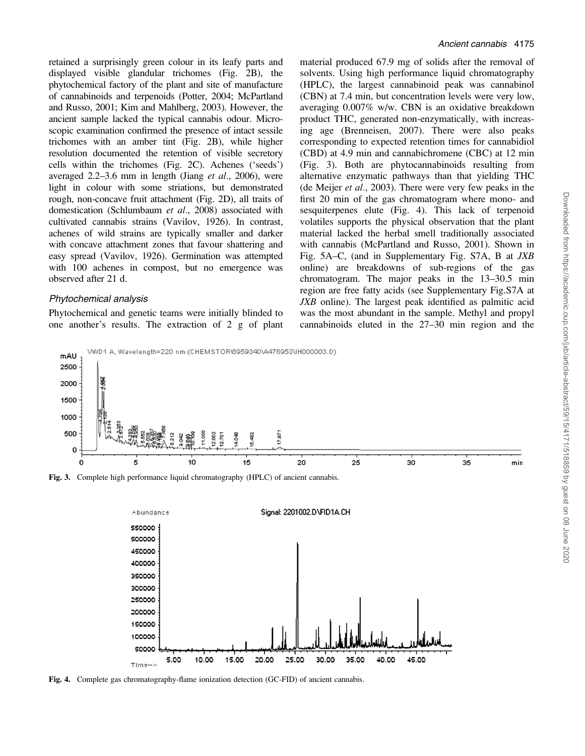retained a surprisingly green colour in its leafy parts and displayed visible glandular trichomes (Fig. 2B), the phytochemical factory of the plant and site of manufacture of cannabinoids and terpenoids (Potter, 2004; McPartland and Russo, 2001; Kim and Mahlberg, 2003). However, the ancient sample lacked the typical cannabis odour. Microscopic examination confirmed the presence of intact sessile trichomes with an amber tint (Fig. 2B), while higher resolution documented the retention of visible secretory cells within the trichomes (Fig. 2C). Achenes ('seeds') averaged 2.2–3.6 mm in length (Jiang *et al*., 2006), were light in colour with some striations, but demonstrated rough, non-concave fruit attachment (Fig. 2D), all traits of domestication (Schlumbaum *et al*., 2008) associated with cultivated cannabis strains (Vavilov, 1926). In contrast, achenes of wild strains are typically smaller and darker with concave attachment zones that favour shattering and easy spread (Vavilov, 1926). Germination was attempted with 100 achenes in compost, but no emergence was observed after 21 d.

### Phytochemical analysis

Phytochemical and genetic teams were initially blinded to one another's results. The extraction of 2 g of plant material produced 67.9 mg of solids after the removal of solvents. Using high performance liquid chromatography (HPLC), the largest cannabinoid peak was cannabinol (CBN) at 7.4 min, but concentration levels were very low, averaging 0.007% w/w. CBN is an oxidative breakdown product THC, generated non-enzymatically, with increasing age (Brenneisen, 2007). There were also peaks corresponding to expected retention times for cannabidiol (CBD) at 4.9 min and cannabichromene (CBC) at 12 min (Fig. 3). Both are phytocannabinoids resulting from alternative enzymatic pathways than that yielding THC (de Meijer *et al*., 2003). There were very few peaks in the first 20 min of the gas chromatogram where mono- and sesquiterpenes elute (Fig. 4). This lack of terpenoid volatiles supports the physical observation that the plant material lacked the herbal smell traditionally associated with cannabis (McPartland and Russo, 2001). Shown in Fig. 5A–C, (and in Supplementary Fig. S7A, B at *JXB* online) are breakdowns of sub-regions of the gas chromatogram. The major peaks in the 13–30.5 min region are free fatty acids (see Supplementary Fig.S7A at *JXB* online). The largest peak identified as palmitic acid was the most abundant in the sample. Methyl and propyl cannabinoids eluted in the 27–30 min region and the

**Fig. 3.** Complete high performance liquid chromatography (HPLC) of ancient cannabis.

**Fig. 4.** Complete gas chromatography-flame ionization detection (GC-FID) of ancient cannabis.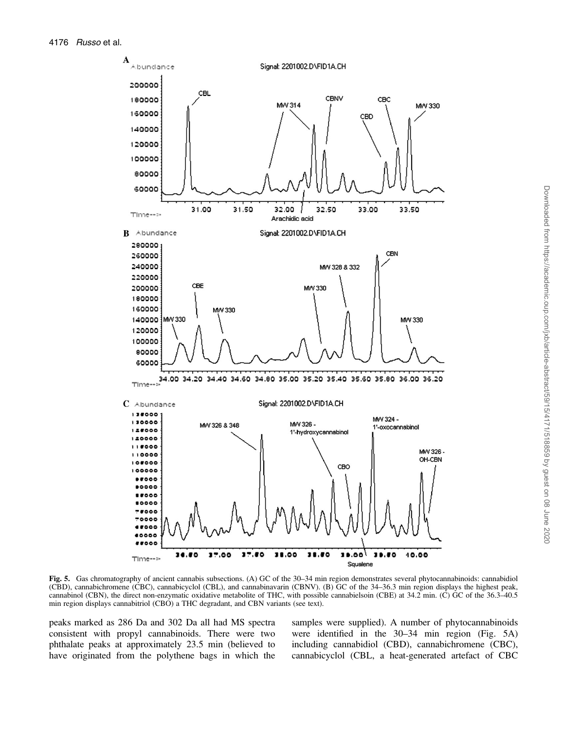**Fig. 5.** Gas chromatography of ancient cannabis subsections. (A) GC of the 30–34 min region demonstrates several phytocannabinoids: cannabidiol (CBD), cannabichromene (CBC), cannabicyclol (CBL), and cannabinavarin (CBNV). (B) GC of the 34–36.3 min region displays the highest peak, cannabinol (CBN), the direct non-enzymatic oxidative metabolite of THC, with possible cannabielsoin (CBE) at 34.2 min. (C) GC of the 36.3–40.5 min region displays cannabitriol (CBO) a THC degradant, and CBN variants (see text).

peaks marked as 286 Da and 302 Da all had MS spectra consistent with propyl cannabinoids. There were two phthalate peaks at approximately 23.5 min (believed to have originated from the polythene bags in which the samples were supplied). A number of phytocannabinoids were identified in the 30–34 min region (Fig. 5A) including cannabidiol (CBD), cannabichromene (CBC), cannabicyclol (CBL, a heat-generated artefact of CBC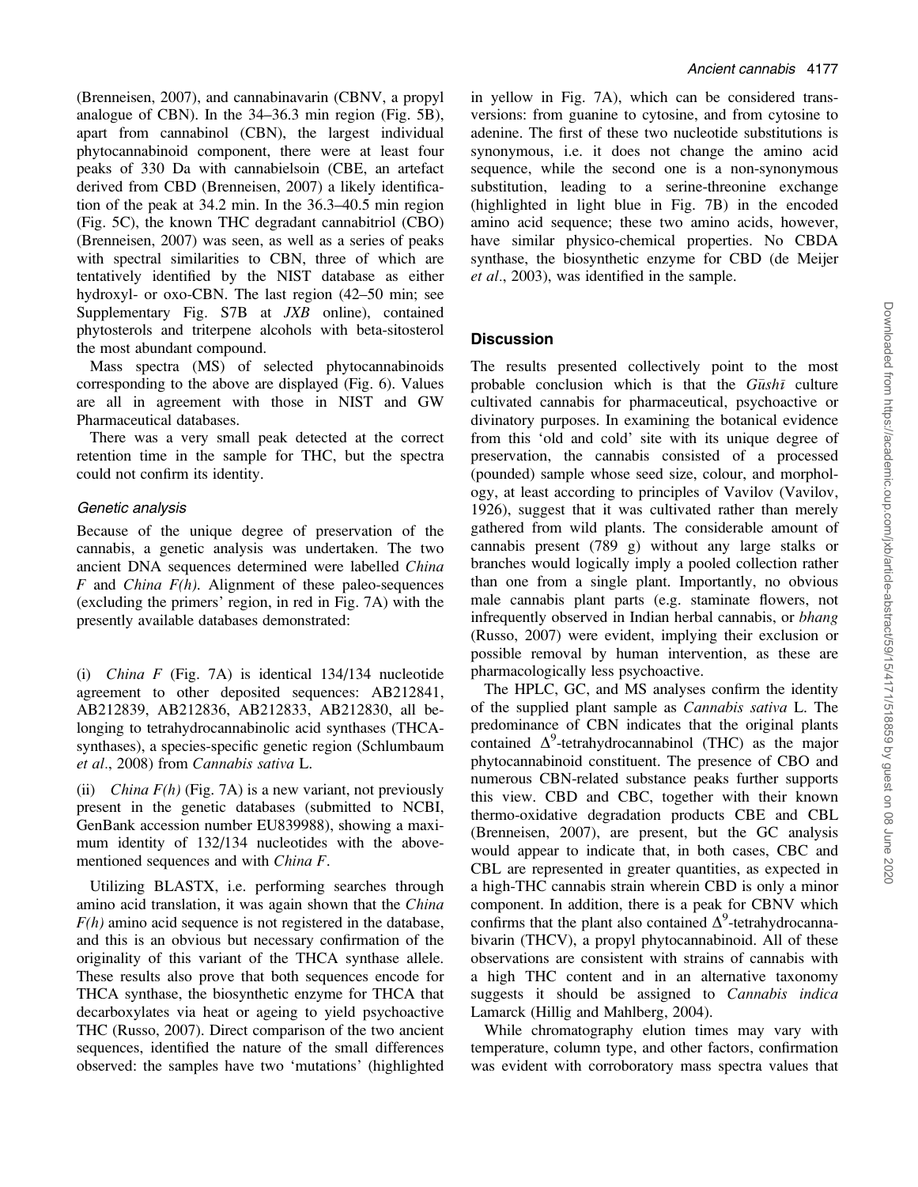(Brenneisen, 2007), and cannabinavarin (CBNV, a propyl analogue of CBN). In the 34–36.3 min region (Fig. 5B), apart from cannabinol (CBN), the largest individual phytocannabinoid component, there were at least four peaks of 330 Da with cannabielsoin (CBE, an artefact derived from CBD (Brenneisen, 2007) a likely identification of the peak at 34.2 min. In the 36.3–40.5 min region (Fig. 5C), the known THC degradant cannabitriol (CBO) (Brenneisen, 2007) was seen, as well as a series of peaks with spectral similarities to CBN, three of which are tentatively identified by the NIST database as either hydroxyl- or oxo-CBN. The last region (42–50 min; see Supplementary Fig. S7B at *JXB* online), contained phytosterols and triterpene alcohols with beta-sitosterol the most abundant compound.

Mass spectra (MS) of selected phytocannabinoids corresponding to the above are displayed (Fig. 6). Values are all in agreement with those in NIST and GW Pharmaceutical databases.

There was a very small peak detected at the correct retention time in the sample for THC, but the spectra could not confirm its identity.

### *Genetic analysis*

Because of the unique degree of preservation of the cannabis, a genetic analysis was undertaken. The two ancient DNA sequences determined were labelled *China F* and *China F(h)*. Alignment of these paleo-sequences (excluding the primers' region, in red in Fig. 7A) with the presently available databases demonstrated:

(i) *China F* (Fig. 7A) is identical 134/134 nucleotide agreement to other deposited sequences: AB212841, AB212839, AB212836, AB212833, AB212830, all belonging to tetrahydrocannabinolic acid synthases (THCA-synthases), a species-specific genetic region (Schlumbaum *et al*., 2008) from *Cannabis sativa* L.

(ii) *China F(h)* (Fig. 7A) is a new variant, not previously present in the genetic databases (submitted to NCBI, GenBank accession number EU839988), showing a maximum identity of 132/134 nucleotides with the above-mentioned sequences and with *China F*.

Utilizing BLASTX, i.e. performing searches through amino acid translation, it was again shown that the *China F(h)* amino acid sequence is not registered in the database, and this is an obvious but necessary confirmation of the originality of this variant of the THCA synthase allele. These results also prove that both sequences encode for THCA synthase, the biosynthetic enzyme for THCA that decarboxylates via heat or ageing to yield psychoactive THC (Russo, 2007). Direct comparison of the two ancient sequences, identified the nature of the small differences observed: the samples have two 'mutations' (highlighted in yellow in Fig. 7A), which can be considered transversions: from guanine to cytosine, and from cytosine to adenine. The first of these two nucleotide substitutions is synonymous, i.e. it does not change the amino acid sequence, while the second one is a non-synonymous substitution, leading to a serine-threonine exchange (highlighted in light blue in Fig. 7B) in the encoded amino acid sequence; these two amino acids, however, have similar physico-chemical properties. No CBDA synthase, the biosynthetic enzyme for CBD (de Meijer *et al*., 2003), was identified in the sample.

## Discussion

The results presented collectively point to the most probable conclusion which is that the *Gūshī* culture cultivated cannabis for pharmaceutical, psychoactive or divinatory purposes. In examining the botanical evidence from this 'old and cold' site with its unique degree of preservation, the cannabis consisted of a processed (pounded) sample whose seed size, colour, and morphology, at least according to principles of Vavilov (Vavilov, 1926), suggest that it was cultivated rather than merely gathered from wild plants. The considerable amount of cannabis present (789 g) without any large stalks or branches would logically imply a pooled collection rather than one from a single plant. Importantly, no obvious male cannabis plant parts (e.g. staminate flowers, not infrequently observed in Indian herbal cannabis, or *bhang* (Russo, 2007) were evident, implying their exclusion or possible removal by human intervention, as these are pharmacologically less psychoactive.

The HPLC, GC, and MS analyses confirm the identity of the supplied plant sample as *Cannabis sativa* L. The predominance of CBN indicates that the original plants contained $\Delta^9$-tetrahydrocannabinol (THC) as the major phytocannabinoid constituent. The presence of CBO and numerous CBN-related substance peaks further supports this view. CBD and CBC, together with their known thermo-oxidative degradation products CBE and CBL (Brenneisen, 2007), are present, but the GC analysis would appear to indicate that, in both cases, CBC and CBL are represented in greater quantities, as expected in a high-THC cannabis strain wherein CBD is only a minor component. In addition, there is a peak for CBNV which confirms that the plant also contained $\Delta^9$-tetrahydrocannabivarin (THCV), a propyl phytocannabinoid. All of these observations are consistent with strains of cannabis with a high THC content and in an alternative taxonomy suggests it should be assigned to *Cannabis indica* Lamarck (Hillig and Mahlberg, 2004).

While chromatography elution times may vary with temperature, column type, and other factors, confirmation was evident with corroboratory mass spectra values that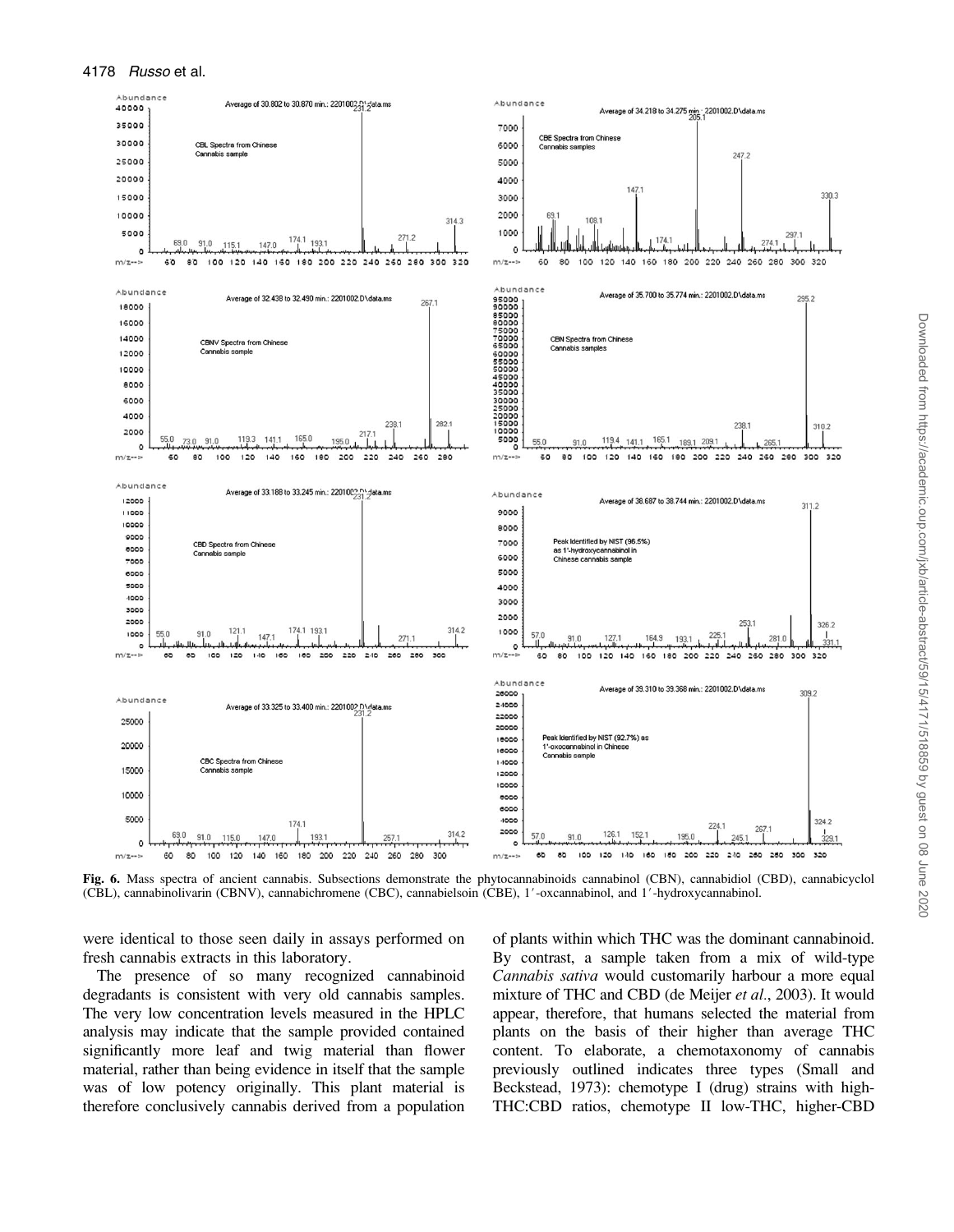**Fig. 6.** Mass spectra of ancient cannabis. Subsections demonstrate the phytocannabinoids cannabinol (CBN), cannabidiol (CBD), cannabicyclol (CBL), cannabinolivarin (CBNV), cannabichromene (CBC), cannabielsoin (CBE), 1′-oxcannabinol, and 1′-hydroxycannabinol.

were identical to those seen daily in assays performed on fresh cannabis extracts in this laboratory.

The presence of so many recognized cannabinoid degradants is consistent with very old cannabis samples. The very low concentration levels measured in the HPLC analysis may indicate that the sample provided contained significantly more leaf and twig material than flower material, rather than being evidence in itself that the sample was of low potency originally. This plant material is therefore conclusively cannabis derived from a population of plants within which THC was the dominant cannabinoid. By contrast, a sample taken from a mix of wild-type *Cannabis sativa* would customarily harbour a more equal mixture of THC and CBD (de Meijer *et al*., 2003). It would appear, therefore, that humans selected the material from plants on the basis of their higher than average THC content. To elaborate, a chemotaxonomy of cannabis previously outlined indicates three types (Small and Beckstead, 1973): chemotype I (drug) strains with high-THC:CBD ratios, chemotype II low-THC, higher-CBD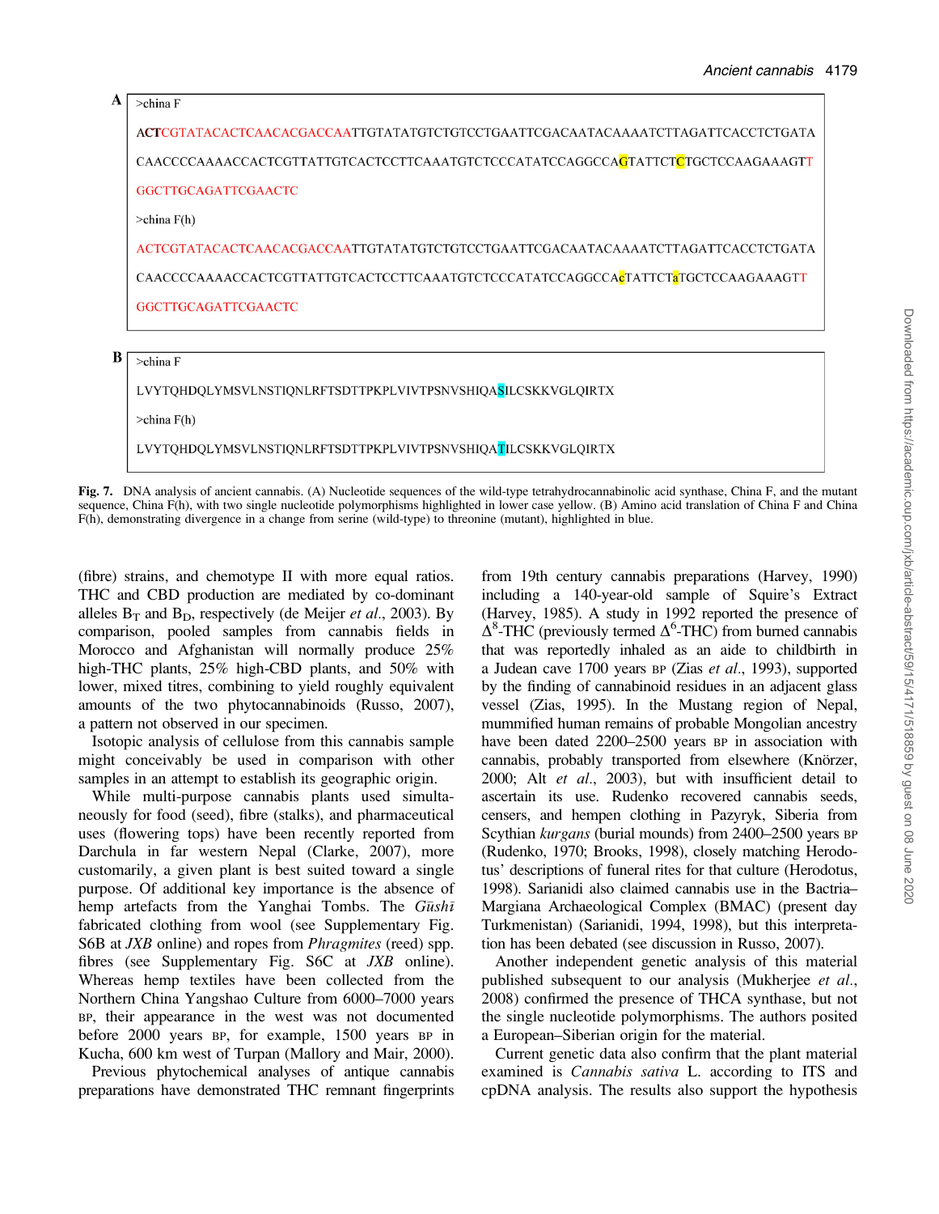**A**

>china F

ACTCGTATACACTCAACACGACCAATTGTATATGTCTGTCCTGAATTCGACAATACAAAATCTTAGATTCACCTCTGATA

CAACCCCAAAACCACTCGTTATTGTCACTCCTTCAAATGTCTCCCATATCCAGGCCAGTATTCTCTGCTCCAAGAAAGTT

GGCTTGCAGATTCGAACTC

>china F(h)

ACTCGTATACACTCAACACGACCAATTGTATATGTCTGTCCTGAATTCGACAATACAAAATCTTAGATTCACCTCTGATA

CAACCCCAAAACCACTCGTTATTGTCACTCCTTCAAATGTCTCCCATATCCAGGCCAcTATTCTaTGCTCCAAGAAAGTT

GGCTTGCAGATTCGAACTC

**B**

>china F

LVYTQHDQLYMSVLNSTIQNLRFTSDTTPKPLVIVTPSNVSHIQASILCSKKVGLQIRTX

>china F(h)

LVYTQHDQLYMSVLNSTIQNLRFTSDTTPKPLVIVTPSNVSHIQATILCSKKVGLQIRTX

**Fig. 7.** DNA analysis of ancient cannabis. (A) Nucleotide sequences of the wild-type tetrahydrocannabinolic acid synthase, China F, and the mutant sequence, China F(h), with two single nucleotide polymorphisms highlighted in lower case yellow. (B) Amino acid translation of China F and China F(h), demonstrating divergence in a change from serine (wild-type) to threonine (mutant), highlighted in blue.

(fibre) strains, and chemotype II with more equal ratios. THC and CBD production are mediated by co-dominant alleles $B_T$ and $B_D$, respectively (de Meijer *et al.*, 2003). By comparison, pooled samples from cannabis fields in Morocco and Afghanistan will normally produce 25% high-THC plants, 25% high-CBD plants, and 50% with lower, mixed titres, combining to yield roughly equivalent amounts of the two phytocannabinoids (Russo, 2007), a pattern not observed in our specimen.

Isotopic analysis of cellulose from this cannabis sample might conceivably be used in comparison with other samples in an attempt to establish its geographic origin.

While multi-purpose cannabis plants used simultaneously for food (seed), fibre (stalks), and pharmaceutical uses (flowering tops) have been recently reported from Darchula in far western Nepal (Clarke, 2007), more customarily, a given plant is best suited toward a single purpose. Of additional key importance is the absence of hemp artefacts from the Yanghai Tombs. The *Gūshī* fabricated clothing from wool (see Supplementary Fig. S6B at *JXB* online) and ropes from *Phragmites* (reed) spp. fibres (see Supplementary Fig. S6C at *JXB* online). Whereas hemp textiles have been collected from the Northern China Yangshao Culture from 6000–7000 years BP, their appearance in the west was not documented before 2000 years BP, for example, 1500 years BP in Kucha, 600 km west of Turpan (Mallory and Mair, 2000).

Previous phytochemical analyses of antique cannabis preparations have demonstrated THC remnant fingerprints from 19th century cannabis preparations (Harvey, 1990) including a 140-year-old sample of Squire's Extract (Harvey, 1985). A study in 1992 reported the presence of $\Delta^8$-THC (previously termed $\Delta^6$-THC) from burned cannabis that was reportedly inhaled as an aide to childbirth in a Judean cave 1700 years BP (Zias *et al.*, 1993), supported by the finding of cannabinoid residues in an adjacent glass vessel (Zias, 1995). In the Mustang region of Nepal, mummified human remains of probable Mongolian ancestry have been dated 2200–2500 years BP in association with cannabis, probably transported from elsewhere (Knörzer, 2000; Alt *et al.*, 2003), but with insufficient detail to ascertain its use. Rudenko recovered cannabis seeds, censers, and hempen clothing in Pazyryk, Siberia from Scythian *kurgans* (burial mounds) from 2400–2500 years BP (Rudenko, 1970; Brooks, 1998), closely matching Herodotus' descriptions of funeral rites for that culture (Herodotus, 1998). Sarianidi also claimed cannabis use in the Bactria–Margiana Archaeological Complex (BMAC) (present day Turkmenistan) (Sarianidi, 1994, 1998), but this interpretation has been debated (see discussion in Russo, 2007).

Another independent genetic analysis of this material published subsequent to our analysis (Mukherjee *et al.*, 2008) confirmed the presence of THCA synthase, but not the single nucleotide polymorphisms. The authors posited a European–Siberian origin for the material.

Current genetic data also confirm that the plant material examined is *Cannabis sativa* L. according to ITS and cpDNA analysis. The results also support the hypothesis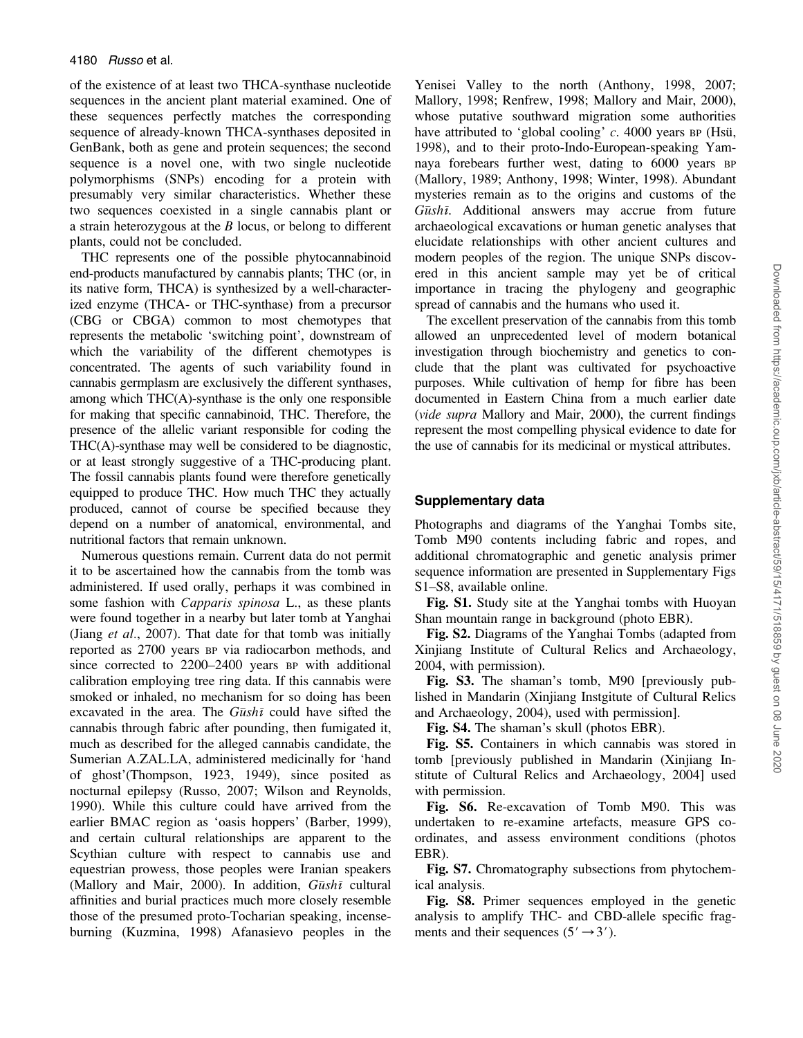of the existence of at least two THCA-synthase nucleotide sequences in the ancient plant material examined. One of these sequences perfectly matches the corresponding sequence of already-known THCA-synthases deposited in GenBank, both as gene and protein sequences; the second sequence is a novel one, with two single nucleotide polymorphisms (SNPs) encoding for a protein with presumably very similar characteristics. Whether these two sequences coexisted in a single cannabis plant or a strain heterozygous at the *B* locus, or belong to different plants, could not be concluded.

THC represents one of the possible phytocannabinoid end-products manufactured by cannabis plants; THC (or, in its native form, THCA) is synthesized by a well-characterized enzyme (THCA- or THC-synthase) from a precursor (CBG or CBGA) common to most chemotypes that represents the metabolic 'switching point', downstream of which the variability of the different chemotypes is concentrated. The agents of such variability found in cannabis germplasm are exclusively the different synthases, among which THC(A)-synthase is the only one responsible for making that specific cannabinoid, THC. Therefore, the presence of the allelic variant responsible for coding the THC(A)-synthase may well be considered to be diagnostic, or at least strongly suggestive of a THC-producing plant. The fossil cannabis plants found were therefore genetically equipped to produce THC. How much THC they actually produced, cannot of course be specified because they depend on a number of anatomical, environmental, and nutritional factors that remain unknown.

Numerous questions remain. Current data do not permit it to be ascertained how the cannabis from the tomb was administered. If used orally, perhaps it was combined in some fashion with *Capparis spinosa* L., as these plants were found together in a nearby but later tomb at Yanghai (Jiang *et al*., 2007). That date for that tomb was initially reported as 2700 years BP via radiocarbon methods, and since corrected to 2200–2400 years BP with additional calibration employing tree ring data. If this cannabis were smoked or inhaled, no mechanism for so doing has been excavated in the area. The *Gūshī* could have sifted the cannabis through fabric after pounding, then fumigated it, much as described for the alleged cannabis candidate, the Sumerian A.ZAL.LA, administered medicinally for 'hand of ghost'(Thompson, 1923, 1949), since posited as nocturnal epilepsy (Russo, 2007; Wilson and Reynolds, 1990). While this culture could have arrived from the earlier BMAC region as 'oasis hoppers' (Barber, 1999), and certain cultural relationships are apparent to the Scythian culture with respect to cannabis use and equestrian prowess, those peoples were Iranian speakers (Mallory and Mair, 2000). In addition, *Gūshī* cultural affinities and burial practices much more closely resemble those of the presumed proto-Tocharian speaking, incense-burning (Kuzmina, 1998) Afanasievo peoples in the Yenisei Valley to the north (Anthony, 1998, 2007; Mallory, 1998; Renfrew, 1998; Mallory and Mair, 2000), whose putative southward migration some authorities have attributed to 'global cooling' *c*. 4000 years BP (Hsü, 1998), and to their proto-Indo-European-speaking Yamnaya forebears further west, dating to 6000 years BP (Mallory, 1989; Anthony, 1998; Winter, 1998). Abundant mysteries remain as to the origins and customs of the *Gūshī*. Additional answers may accrue from future archaeological excavations or human genetic analyses that elucidate relationships with other ancient cultures and modern peoples of the region. The unique SNPs discovered in this ancient sample may yet be of critical importance in tracing the phylogeny and geographic spread of cannabis and the humans who used it.

The excellent preservation of the cannabis from this tomb allowed an unprecedented level of modern botanical investigation through biochemistry and genetics to conclude that the plant was cultivated for psychoactive purposes. While cultivation of hemp for fibre has been documented in Eastern China from a much earlier date (*vide supra* Mallory and Mair, 2000), the current findings represent the most compelling physical evidence to date for the use of cannabis for its medicinal or mystical attributes.

## Supplementary data

Photographs and diagrams of the Yanghai Tombs site, Tomb M90 contents including fabric and ropes, and additional chromatographic and genetic analysis primer sequence information are presented in Supplementary Figs S1–S8, available online.

**Fig. S1.** Study site at the Yanghai tombs with Huoyan Shan mountain range in background (photo EBR).

**Fig. S2.** Diagrams of the Yanghai Tombs (adapted from Xinjiang Institute of Cultural Relics and Archaeology, 2004, with permission).

**Fig. S3.** The shaman's tomb, M90 [previously published in Mandarin (Xinjiang Instgitute of Cultural Relics and Archaeology, 2004), used with permission].

**Fig. S4.** The shaman's skull (photos EBR).

**Fig. S5.** Containers in which cannabis was stored in tomb [previously published in Mandarin (Xinjiang Institute of Cultural Relics and Archaeology, 2004] used with permission.

**Fig. S6.** Re-excavation of Tomb M90. This was undertaken to re-examine artefacts, measure GPS coordinates, and assess environment conditions (photos EBR).

**Fig. S7.** Chromatography subsections from phytochemical analysis.

**Fig. S8.** Primer sequences employed in the genetic analysis to amplify THC- and CBD-allele specific fragments and their sequences ($5' \rightarrow 3'$).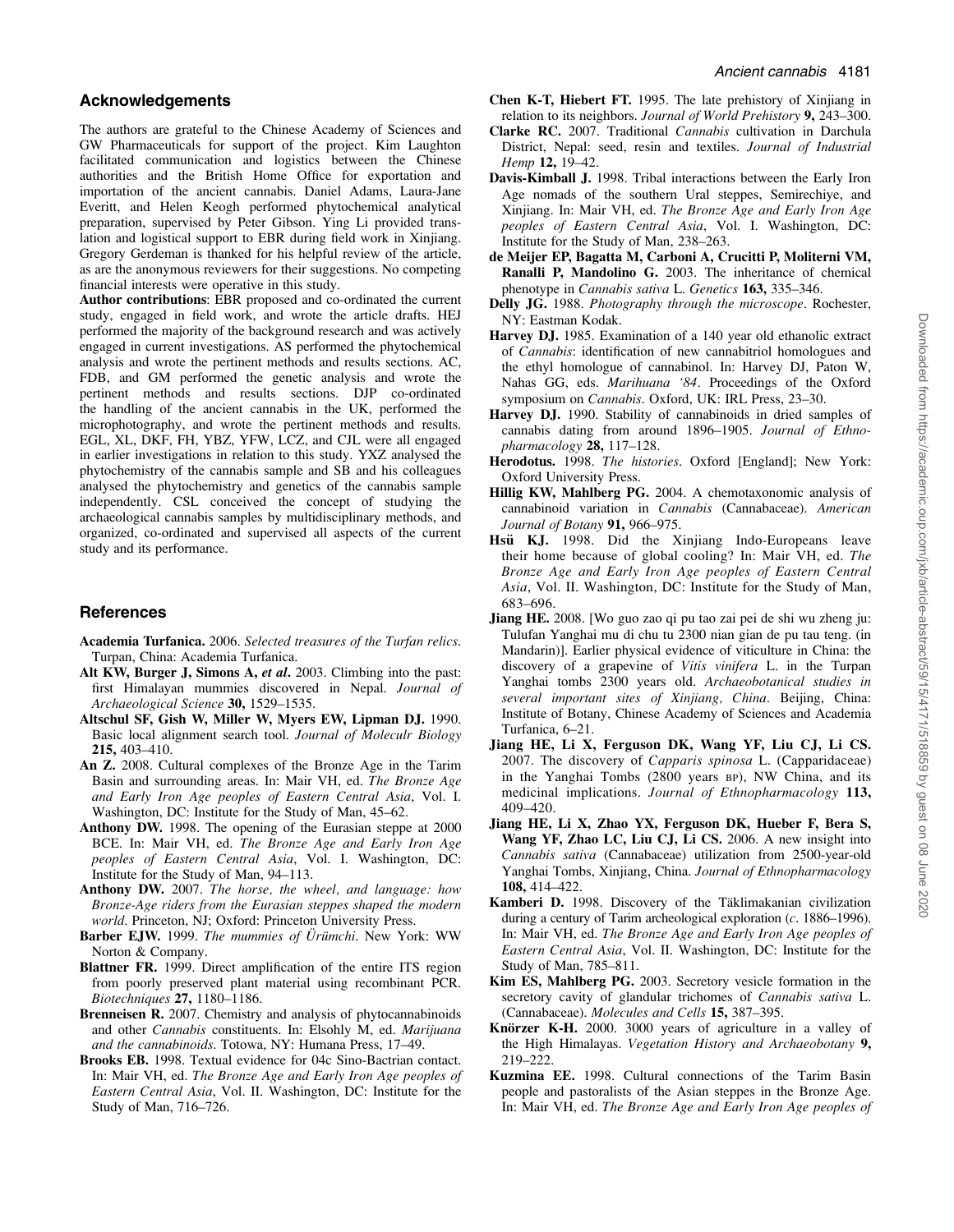## Acknowledgements

The authors are grateful to the Chinese Academy of Sciences and GW Pharmaceuticals for support of the project. Kim Laughton facilitated communication and logistics between the Chinese authorities and the British Home Office for exportation and importation of the ancient cannabis. Daniel Adams, Laura-Jane Everitt, and Helen Keogh performed phytochemical analytical preparation, supervised by Peter Gibson. Ying Li provided translation and logistical support to EBR during field work in Xinjiang. Gregory Gerdeman is thanked for his helpful review of the article, as are the anonymous reviewers for their suggestions. No competing financial interests were operative in this study.

**Author contributions**: EBR proposed and co-ordinated the current study, engaged in field work, and wrote the article drafts. HEJ performed the majority of the background research and was actively engaged in current investigations. AS performed the phytochemical analysis and wrote the pertinent methods and results sections. AC, FDB, and GM performed the genetic analysis and wrote the pertinent methods and results sections. DJP co-ordinated the handling of the ancient cannabis in the UK, performed the microphotography, and wrote the pertinent methods and results. EGL, XL, DKF, FH, YBZ, YFW, LCZ, and CJL were all engaged in earlier investigations in relation to this study. YXZ analysed the phytochemistry of the cannabis sample and SB and his colleagues analysed the phytochemistry and genetics of the cannabis sample independently. CSL conceived the concept of studying the archaeological cannabis samples by multidisciplinary methods, and organized, co-ordinated and supervised all aspects of the current study and its performance.

## References

**Academia Turfanica.** 2006. *Selected treasures of the Turfan relics*. Turpan, China: Academia Turfanica.

**Alt KW, Burger J, Simons A, *et al*.** 2003. Climbing into the past: first Himalayan mummies discovered in Nepal. *Journal of Archaeological Science* **30,** 1529–1535.

**Altschul SF, Gish W, Miller W, Myers EW, Lipman DJ.** 1990. Basic local alignment search tool. *Journal of Moleculr Biology* **215,** 403–410.

**An Z.** 2008. Cultural complexes of the Bronze Age in the Tarim Basin and surrounding areas. In: Mair VH, ed. *The Bronze Age and Early Iron Age peoples of Eastern Central Asia*, Vol. I. Washington, DC: Institute for the Study of Man, 45–62.

**Anthony DW.** 1998. The opening of the Eurasian steppe at 2000 BCE. In: Mair VH, ed. *The Bronze Age and Early Iron Age peoples of Eastern Central Asia*, Vol. I. Washington, DC: Institute for the Study of Man, 94–113.

**Anthony DW.** 2007. *The horse, the wheel, and language: how Bronze-Age riders from the Eurasian steppes shaped the modern world*. Princeton, NJ; Oxford: Princeton University Press.

**Barber EJW.** 1999. *The mummies of Ürümchi*. New York: WW Norton & Company.

**Blattner FR.** 1999. Direct amplification of the entire ITS region from poorly preserved plant material using recombinant PCR. *Biotechniques* **27,** 1180–1186.

**Brenneisen R.** 2007. Chemistry and analysis of phytocannabinoids and other *Cannabis* constituents. In: Elsohly M, ed. *Marijuana and the cannabinoids*. Totowa, NY: Humana Press, 17–49.

**Brooks EB.** 1998. Textual evidence for 04c Sino-Bactrian contact. In: Mair VH, ed. *The Bronze Age and Early Iron Age peoples of Eastern Central Asia*, Vol. II. Washington, DC: Institute for the Study of Man, 716–726.

**Chen K-T, Hiebert FT.** 1995. The late prehistory of Xinjiang in relation to its neighbors. *Journal of World Prehistory* **9,** 243–300.

**Clarke RC.** 2007. Traditional *Cannabis* cultivation in Darchula District, Nepal: seed, resin and textiles. *Journal of Industrial Hemp* **12,** 19–42.

**Davis-Kimball J.** 1998. Tribal interactions between the Early Iron Age nomads of the southern Ural steppes, Semirechiye, and Xinjiang. In: Mair VH, ed. *The Bronze Age and Early Iron Age peoples of Eastern Central Asia*, Vol. I. Washington, DC: Institute for the Study of Man, 238–263.

**de Meijer EP, Bagatta M, Carboni A, Crucitti P, Moliterni VM, Ranalli P, Mandolino G.** 2003. The inheritance of chemical phenotype in *Cannabis sativa* L. *Genetics* **163,** 335–346.

**Delly JG.** 1988. *Photography through the microscope*. Rochester, NY: Eastman Kodak.

**Harvey DJ.** 1985. Examination of a 140 year old ethanolic extract of *Cannabis*: identification of new cannabitriol homologues and the ethyl homologue of cannabinol. In: Harvey DJ, Paton W, Nahas GG, eds. *Marihuana '84*. Proceedings of the Oxford symposium on *Cannabis*. Oxford, UK: IRL Press, 23–30.

**Harvey DJ.** 1990. Stability of cannabinoids in dried samples of cannabis dating from around 1896–1905. *Journal of Ethnopharmacology* **28,** 117–128.

**Herodotus.** 1998. *The histories*. Oxford [England]; New York: Oxford University Press.

**Hillig KW, Mahlberg PG.** 2004. A chemotaxonomic analysis of cannabinoid variation in *Cannabis* (Cannabaceae). *American Journal of Botany* **91,** 966–975.

**Hsü KJ.** 1998. Did the Xinjiang Indo-Europeans leave their home because of global cooling? In: Mair VH, ed. *The Bronze Age and Early Iron Age peoples of Eastern Central Asia*, Vol. II. Washington, DC: Institute for the Study of Man, 683–696.

**Jiang HE.** 2008. [Wo guo zao qi pu tao zai pei de shi wu zheng ju: Tulufan Yanghai mu di chu tu 2300 nian gian de pu tau teng. (in Mandarin)]. Earlier physical evidence of viticulture in China: the discovery of a grapevine of *Vitis vinifera* L. in the Turpan Yanghai tombs 2300 years old. *Archaeobotanical studies in several important sites of Xinjiang, China*. Beijing, China: Institute of Botany, Chinese Academy of Sciences and Academia Turfanica, 6–21.

**Jiang HE, Li X, Ferguson DK, Wang YF, Liu CJ, Li CS.** 2007. The discovery of *Capparis spinosa* L. (Capparidaceae) in the Yanghai Tombs (2800 years BP), NW China, and its medicinal implications. *Journal of Ethnopharmacology* **113,** 409–420.

**Jiang HE, Li X, Zhao YX, Ferguson DK, Hueber F, Bera S, Wang YF, Zhao LC, Liu CJ, Li CS.** 2006. A new insight into *Cannabis sativa* (Cannabaceae) utilization from 2500-year-old Yanghai Tombs, Xinjiang, China. *Journal of Ethnopharmacology* **108,** 414–422.

**Kamberi D.** 1998. Discovery of the Täklimakanian civilization during a century of Tarim archeological exploration (*c*. 1886–1996). In: Mair VH, ed. *The Bronze Age and Early Iron Age peoples of Eastern Central Asia*, Vol. II. Washington, DC: Institute for the Study of Man, 785–811.

**Kim ES, Mahlberg PG.** 2003. Secretory vesicle formation in the secretory cavity of glandular trichomes of *Cannabis sativa* L. (Cannabaceae). *Molecules and Cells* **15,** 387–395.

**Knörzer K-H.** 2000. 3000 years of agriculture in a valley of the High Himalayas. *Vegetation History and Archaeobotany* **9,** 219–222.

**Kuzmina EE.** 1998. Cultural connections of the Tarim Basin people and pastoralists of the Asian steppes in the Bronze Age. In: Mair VH, ed. *The Bronze Age and Early Iron Age peoples of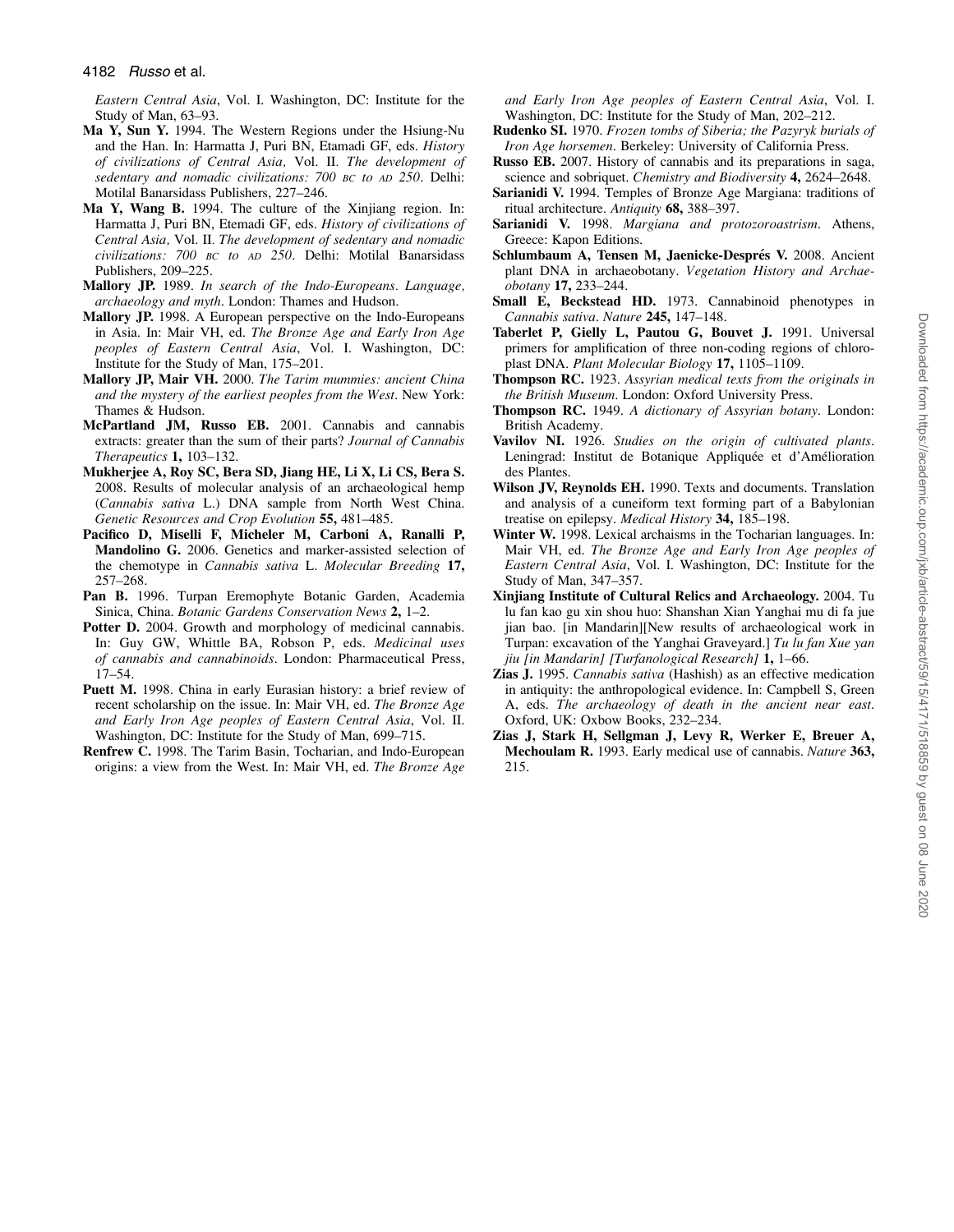*Eastern Central Asia*, Vol. I. Washington, DC: Institute for the Study of Man, 63–93.

**Ma Y, Sun Y.** 1994. The Western Regions under the Hsiung-Nu and the Han. In: Harmatta J, Puri BN, Etamadi GF, eds. *History of civilizations of Central Asia,* Vol. II. *The development of sedentary and nomadic civilizations: 700 BC to AD 250*. Delhi: Motilal Banarsidass Publishers, 227–246.

**Ma Y, Wang B.** 1994. The culture of the Xinjiang region. In: Harmatta J, Puri BN, Etemadi GF, eds. *History of civilizations of Central Asia,* Vol. II. *The development of sedentary and nomadic civilizations: 700 BC to AD 250*. Delhi: Motilal Banarsidass Publishers, 209–225.

**Mallory JP.** 1989. *In search of the Indo-Europeans. Language, archaeology and myth*. London: Thames and Hudson.

**Mallory JP.** 1998. A European perspective on the Indo-Europeans in Asia. In: Mair VH, ed. *The Bronze Age and Early Iron Age peoples of Eastern Central Asia*, Vol. I. Washington, DC: Institute for the Study of Man, 175–201.

**Mallory JP, Mair VH.** 2000. *The Tarim mummies: ancient China and the mystery of the earliest peoples from the West*. New York: Thames & Hudson.

**McPartland JM, Russo EB.** 2001. Cannabis and cannabis extracts: greater than the sum of their parts? *Journal of Cannabis Therapeutics* **1,** 103–132.

**Mukherjee A, Roy SC, Bera SD, Jiang HE, Li X, Li CS, Bera S.** 2008. Results of molecular analysis of an archaeological hemp (*Cannabis sativa* L.) DNA sample from North West China. *Genetic Resources and Crop Evolution* **55,** 481–485.

**Pacifico D, Miselli F, Micheler M, Carboni A, Ranalli P, Mandolino G.** 2006. Genetics and marker-assisted selection of the chemotype in *Cannabis sativa* L. *Molecular Breeding* **17,** 257–268.

**Pan B.** 1996. Turpan Eremophyte Botanic Garden, Academia Sinica, China. *Botanic Gardens Conservation News* **2,** 1–2.

**Potter D.** 2004. Growth and morphology of medicinal cannabis. In: Guy GW, Whittle BA, Robson P, eds. *Medicinal uses of cannabis and cannabinoids*. London: Pharmaceutical Press, 17–54.

**Puett M.** 1998. China in early Eurasian history: a brief review of recent scholarship on the issue. In: Mair VH, ed. *The Bronze Age and Early Iron Age peoples of Eastern Central Asia*, Vol. II. Washington, DC: Institute for the Study of Man, 699–715.

**Renfrew C.** 1998. The Tarim Basin, Tocharian, and Indo-European origins: a view from the West. In: Mair VH, ed. *The Bronze Age and Early Iron Age peoples of Eastern Central Asia*, Vol. I. Washington, DC: Institute for the Study of Man, 202–212.

**Rudenko SI.** 1970. *Frozen tombs of Siberia; the Pazyryk burials of Iron Age horsemen*. Berkeley: University of California Press.

**Russo EB.** 2007. History of cannabis and its preparations in saga, science and sobriquet. *Chemistry and Biodiversity* **4,** 2624–2648.

**Sarianidi V.** 1994. Temples of Bronze Age Margiana: traditions of ritual architecture. *Antiquity* **68,** 388–397.

**Sarianidi V.** 1998. *Margiana and protozoroastrism*. Athens, Greece: Kapon Editions.

**Schlumbaum A, Tensen M, Jaenicke-Després V.** 2008. Ancient plant DNA in archaeobotany. *Vegetation History and Archaeobotany* **17,** 233–244.

**Small E, Beckstead HD.** 1973. Cannabinoid phenotypes in *Cannabis sativa*. *Nature* **245,** 147–148.

**Taberlet P, Gielly L, Pautou G, Bouvet J.** 1991. Universal primers for amplification of three non-coding regions of chloroplast DNA. *Plant Molecular Biology* **17,** 1105–1109.

**Thompson RC.** 1923. *Assyrian medical texts from the originals in the British Museum*. London: Oxford University Press.

**Thompson RC.** 1949. *A dictionary of Assyrian botany*. London: British Academy.

**Vavilov NI.** 1926. *Studies on the origin of cultivated plants*. Leningrad: Institut de Botanique Appliquée et d'Amélioration des Plantes.

**Wilson JV, Reynolds EH.** 1990. Texts and documents. Translation and analysis of a cuneiform text forming part of a Babylonian treatise on epilepsy. *Medical History* **34,** 185–198.

**Winter W.** 1998. Lexical archaisms in the Tocharian languages. In: Mair VH, ed. *The Bronze Age and Early Iron Age peoples of Eastern Central Asia*, Vol. I. Washington, DC: Institute for the Study of Man, 347–357.

**Xinjiang Institute of Cultural Relics and Archaeology.** 2004. Tu lu fan kao gu xin shou huo: Shanshan Xian Yanghai mu di fa jue jian bao. [in Mandarin][New results of archaeological work in Turpan: excavation of the Yanghai Graveyard.] *Tu lu fan Xue yan jiu [in Mandarin] [Turfanological Research]* **1,** 1–66.

**Zias J.** 1995. *Cannabis sativa* (Hashish) as an effective medication in antiquity: the anthropological evidence. In: Campbell S, Green A, eds. *The archaeology of death in the ancient near east*. Oxford, UK: Oxbow Books, 232–234.

**Zias J, Stark H, Sellgman J, Levy R, Werker E, Breuer A, Mechoulam R.** 1993. Early medical use of cannabis. *Nature* **363,** 215.